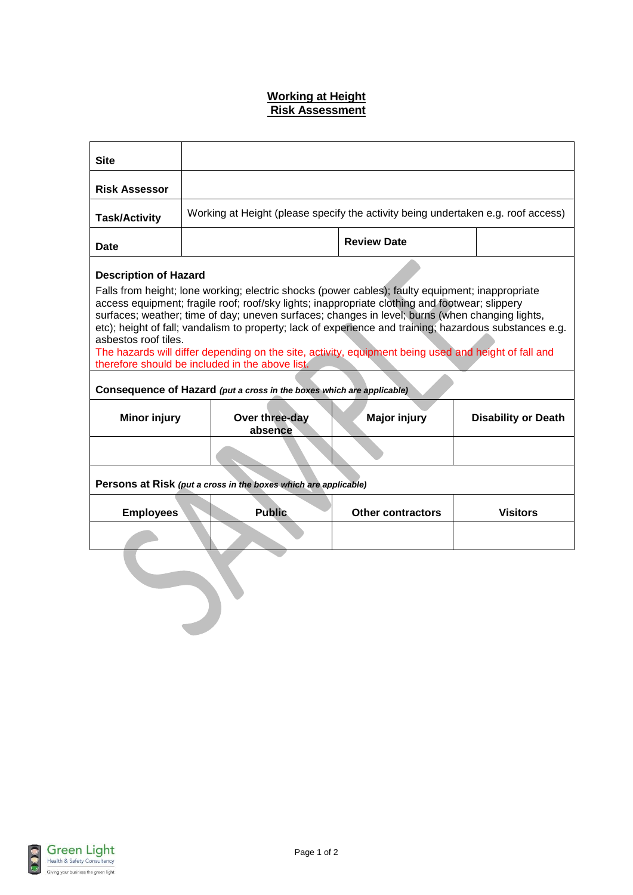# Working at Height Risk Assessment

| Site | | | |
|---|---|---|---|
| **Risk Assessor** | | | |
| **Task/Activity** | Working at Height (please specify the activity being undertaken e.g. roof access) | | |
| **Date** | | **Review Date** | |

**Description of Hazard**

Falls from height; lone working; electric shocks (power cables); faulty equipment; inappropriate access equipment; fragile roof; roof/sky lights; inappropriate clothing and footwear; slippery surfaces; weather; time of day; uneven surfaces; changes in level; burns (when changing lights, etc); height of fall; vandalism to property; lack of experience and training; hazardous substances e.g. asbestos roof tiles.

The hazards will differ depending on the site, activity, equipment being used and height of fall and therefore should be included in the above list.

**Consequence of Hazard** ***(put a cross in the boxes which are applicable)***

| Minor injury | Over three-day absence | Major injury | Disability or Death |
|---|---|---|---|
| | | | |

**Persons at Risk** ***(put a cross in the boxes which are applicable)***

| Employees | Public | Other contractors | Visitors |
|---|---|---|---|
| | | | |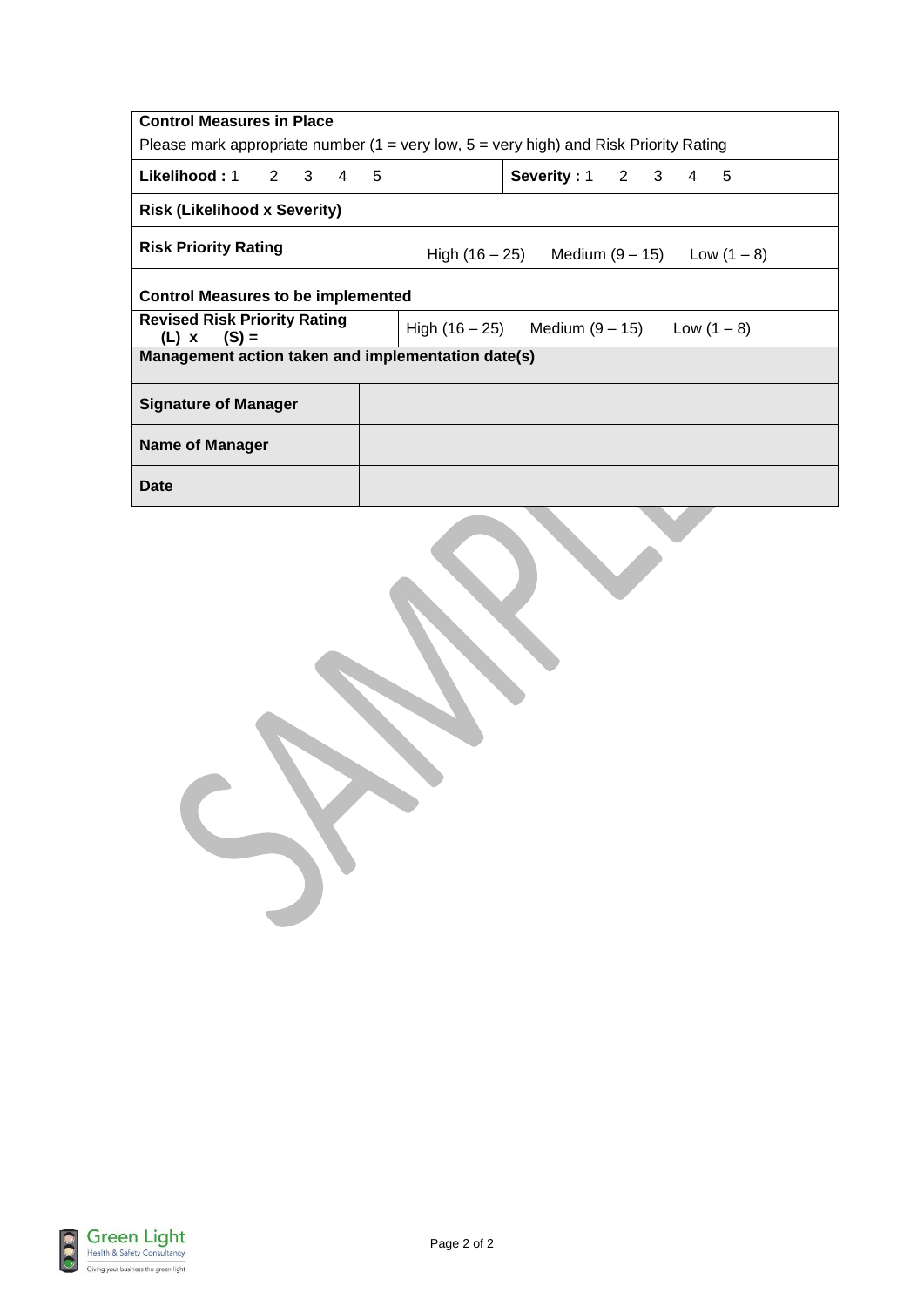| | | |
|---|---|---|
| **Control Measures in Place** | | |
| Please mark appropriate number (1 = very low, 5 = very high) and Risk Priority Rating | | |
| **Likelihood :** 1 2 3 4 5 | | **Severity :** 1 2 3 4 5 |
| **Risk (Likelihood x Severity)** | | |
| **Risk Priority Rating** | High (16 – 25) Medium (9 – 15) Low (1 – 8) | |
| **Control Measures to be implemented** | | |
| **Revised Risk Priority Rating (L) x (S) =** | High (16 – 25) Medium (9 – 15) Low (1 – 8) | |
| **Management action taken and implementation date(s)** | | |
| **Signature of Manager** | | |
| **Name of Manager** | | |
| **Date** | | |

SAMPLE